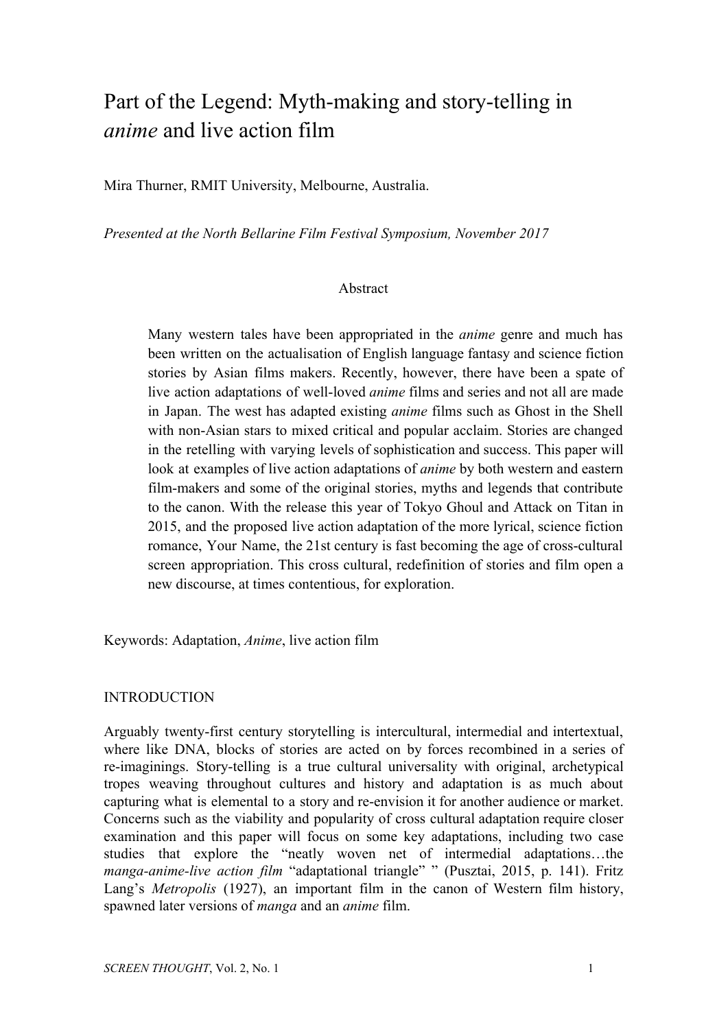# Part of the Legend: Myth-making and story-telling in *anime* and live action film

Mira Thurner, RMIT University, Melbourne, Australia.

*Presented at the North Bellarine Film Festival Symposium, November 2017*

## Abstract

Many western tales have been appropriated in the *anime* genre and much has been written on the actualisation of English language fantasy and science fiction stories by Asian films makers. Recently, however, there have been a spate of live action adaptations of well-loved *anime* films and series and not all are made in Japan. The west has adapted existing *anime* films such as Ghost in the Shell with non-Asian stars to mixed critical and popular acclaim. Stories are changed in the retelling with varying levels of sophistication and success. This paper will look at examples of live action adaptations of *anime* by both western and eastern film-makers and some of the original stories, myths and legends that contribute to the canon. With the release this year of Tokyo Ghoul and Attack on Titan in 2015, and the proposed live action adaptation of the more lyrical, science fiction romance, Your Name, the 21st century is fast becoming the age of cross-cultural screen appropriation. This cross cultural, redefinition of stories and film open a new discourse, at times contentious, for exploration.

Keywords: Adaptation, *Anime*, live action film

## INTRODUCTION

Arguably twenty-first century storytelling is intercultural, intermedial and intertextual, where like DNA, blocks of stories are acted on by forces recombined in a series of re-imaginings. Story-telling is a true cultural universality with original, archetypical tropes weaving throughout cultures and history and adaptation is as much about capturing what is elemental to a story and re-envision it for another audience or market. Concerns such as the viability and popularity of cross cultural adaptation require closer examination and this paper will focus on some key adaptations, including two case studies that explore the "neatly woven net of intermedial adaptations…the *manga-anime-live action film* "adaptational triangle" " (Pusztai, 2015, p. 141). Fritz Lang's *Metropolis* (1927), an important film in the canon of Western film history, spawned later versions of *manga* and an *anime* film.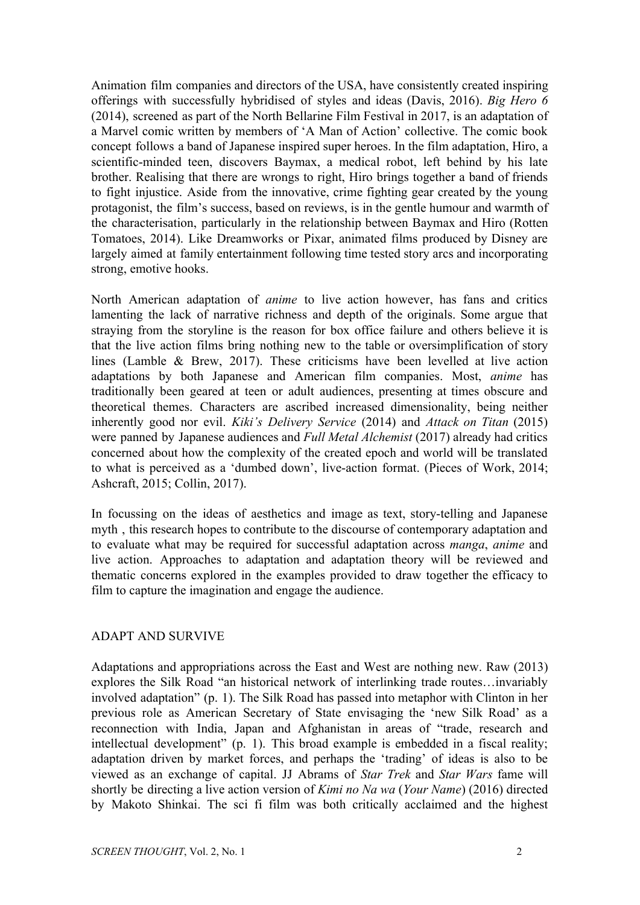Animation film companies and directors of the USA, have consistently created inspiring offerings with successfully hybridised of styles and ideas (Davis, 2016). *Big Hero 6* (2014), screened as part of the North Bellarine Film Festival in 2017, is an adaptation of a Marvel comic written by members of 'A Man of Action' collective. The comic book concept follows a band of Japanese inspired super heroes. In the film adaptation, Hiro, a scientific-minded teen, discovers Baymax, a medical robot, left behind by his late brother. Realising that there are wrongs to right, Hiro brings together a band of friends to fight injustice. Aside from the innovative, crime fighting gear created by the young protagonist, the film's success, based on reviews, is in the gentle humour and warmth of the characterisation, particularly in the relationship between Baymax and Hiro (Rotten Tomatoes, 2014). Like Dreamworks or Pixar, animated films produced by Disney are largely aimed at family entertainment following time tested story arcs and incorporating strong, emotive hooks.

North American adaptation of *anime* to live action however, has fans and critics lamenting the lack of narrative richness and depth of the originals. Some argue that straying from the storyline is the reason for box office failure and others believe it is that the live action films bring nothing new to the table or oversimplification of story lines (Lamble & Brew, 2017). These criticisms have been levelled at live action adaptations by both Japanese and American film companies. Most, *anime* has traditionally been geared at teen or adult audiences, presenting at times obscure and theoretical themes. Characters are ascribed increased dimensionality, being neither inherently good nor evil. *Kiki's Delivery Service* (2014) and *Attack on Titan* (2015) were panned by Japanese audiences and *Full Metal Alchemist* (2017) already had critics concerned about how the complexity of the created epoch and world will be translated to what is perceived as a 'dumbed down', live-action format. (Pieces of Work, 2014; Ashcraft, 2015; Collin, 2017).

In focussing on the ideas of aesthetics and image as text, story-telling and Japanese myth , this research hopes to contribute to the discourse of contemporary adaptation and to evaluate what may be required for successful adaptation across *manga*, *anime* and live action. Approaches to adaptation and adaptation theory will be reviewed and thematic concerns explored in the examples provided to draw together the efficacy to film to capture the imagination and engage the audience.

## ADAPT AND SURVIVE

Adaptations and appropriations across the East and West are nothing new. Raw (2013) explores the Silk Road "an historical network of interlinking trade routes…invariably involved adaptation" (p. 1). The Silk Road has passed into metaphor with Clinton in her previous role as American Secretary of State envisaging the 'new Silk Road' as a reconnection with India, Japan and Afghanistan in areas of "trade, research and intellectual development" (p. 1). This broad example is embedded in a fiscal reality; adaptation driven by market forces, and perhaps the 'trading' of ideas is also to be viewed as an exchange of capital. JJ Abrams of *Star Trek* and *Star Wars* fame will shortly be directing a live action version of *Kimi no Na wa* (*Your Name*) (2016) directed by Makoto Shinkai. The sci fi film was both critically acclaimed and the highest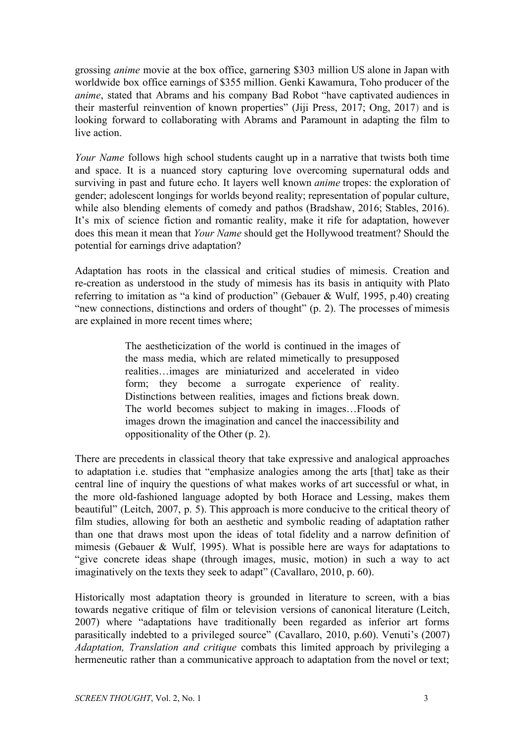grossing *anime* movie at the box office, garnering $303 million US alone in Japan with worldwide box office earnings of $355 million. Genki Kawamura, Toho producer of the *anime*, stated that Abrams and his company Bad Robot "have captivated audiences in their masterful reinvention of known properties" (Jiji Press, 2017; Ong, 2017) and is looking forward to collaborating with Abrams and Paramount in adapting the film to live action.

*Your Name* follows high school students caught up in a narrative that twists both time and space. It is a nuanced story capturing love overcoming supernatural odds and surviving in past and future echo. It layers well known *anime* tropes: the exploration of gender; adolescent longings for worlds beyond reality; representation of popular culture, while also blending elements of comedy and pathos (Bradshaw, 2016; Stables, 2016). It's mix of science fiction and romantic reality, make it rife for adaptation, however does this mean it mean that *Your Name* should get the Hollywood treatment? Should the potential for earnings drive adaptation?

Adaptation has roots in the classical and critical studies of mimesis. Creation and re-creation as understood in the study of mimesis has its basis in antiquity with Plato referring to imitation as "a kind of production" (Gebauer & Wulf, 1995, p.40) creating "new connections, distinctions and orders of thought" (p. 2). The processes of mimesis are explained in more recent times where;

> The aestheticization of the world is continued in the images of the mass media, which are related mimetically to presupposed realities…images are miniaturized and accelerated in video form; they become a surrogate experience of reality. Distinctions between realities, images and fictions break down. The world becomes subject to making in images…Floods of images drown the imagination and cancel the inaccessibility and oppositionality of the Other (p. 2).

There are precedents in classical theory that take expressive and analogical approaches to adaptation i.e. studies that "emphasize analogies among the arts [that] take as their central line of inquiry the questions of what makes works of art successful or what, in the more old-fashioned language adopted by both Horace and Lessing, makes them beautiful" (Leitch, 2007, p. 5). This approach is more conducive to the critical theory of film studies, allowing for both an aesthetic and symbolic reading of adaptation rather than one that draws most upon the ideas of total fidelity and a narrow definition of mimesis (Gebauer & Wulf, 1995). What is possible here are ways for adaptations to "give concrete ideas shape (through images, music, motion) in such a way to act imaginatively on the texts they seek to adapt" (Cavallaro, 2010, p. 60).

Historically most adaptation theory is grounded in literature to screen, with a bias towards negative critique of film or television versions of canonical literature (Leitch, 2007) where "adaptations have traditionally been regarded as inferior art forms parasitically indebted to a privileged source" (Cavallaro, 2010, p.60). Venuti's (2007) *Adaptation, Translation and critique* combats this limited approach by privileging a hermeneutic rather than a communicative approach to adaptation from the novel or text;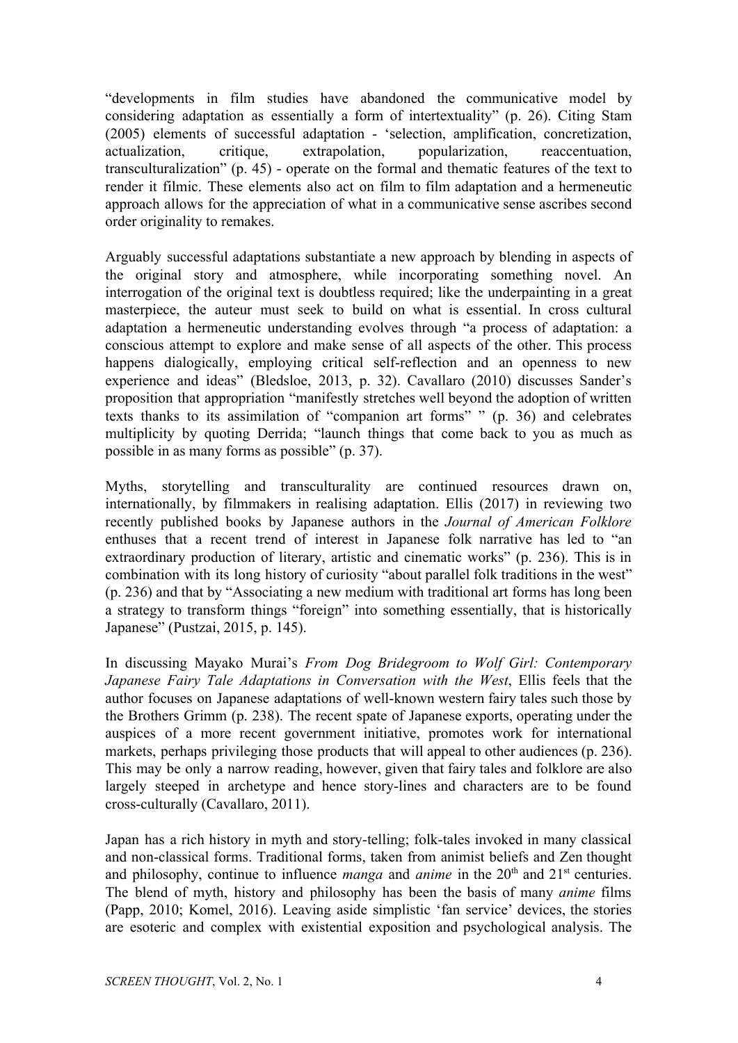"developments in film studies have abandoned the communicative model by considering adaptation as essentially a form of intertextuality" (p. 26). Citing Stam (2005) elements of successful adaptation - 'selection, amplification, concretization, actualization, critique, extrapolation, popularization, reaccentuation, transculturalization" (p. 45) - operate on the formal and thematic features of the text to render it filmic. These elements also act on film to film adaptation and a hermeneutic approach allows for the appreciation of what in a communicative sense ascribes second order originality to remakes.

Arguably successful adaptations substantiate a new approach by blending in aspects of the original story and atmosphere, while incorporating something novel. An interrogation of the original text is doubtless required; like the underpainting in a great masterpiece, the auteur must seek to build on what is essential. In cross cultural adaptation a hermeneutic understanding evolves through "a process of adaptation: a conscious attempt to explore and make sense of all aspects of the other. This process happens dialogically, employing critical self-reflection and an openness to new experience and ideas" (Bledsloe, 2013, p. 32). Cavallaro (2010) discusses Sander's proposition that appropriation "manifestly stretches well beyond the adoption of written texts thanks to its assimilation of "companion art forms" " (p. 36) and celebrates multiplicity by quoting Derrida; "launch things that come back to you as much as possible in as many forms as possible" (p. 37).

Myths, storytelling and transculturality are continued resources drawn on, internationally, by filmmakers in realising adaptation. Ellis (2017) in reviewing two recently published books by Japanese authors in the *Journal of American Folklore* enthuses that a recent trend of interest in Japanese folk narrative has led to "an extraordinary production of literary, artistic and cinematic works" (p. 236). This is in combination with its long history of curiosity "about parallel folk traditions in the west" (p. 236) and that by "Associating a new medium with traditional art forms has long been a strategy to transform things "foreign" into something essentially, that is historically Japanese" (Pustzai, 2015, p. 145).

In discussing Mayako Murai's *From Dog Bridegroom to Wolf Girl: Contemporary Japanese Fairy Tale Adaptations in Conversation with the West*, Ellis feels that the author focuses on Japanese adaptations of well-known western fairy tales such those by the Brothers Grimm (p. 238). The recent spate of Japanese exports, operating under the auspices of a more recent government initiative, promotes work for international markets, perhaps privileging those products that will appeal to other audiences (p. 236). This may be only a narrow reading, however, given that fairy tales and folklore are also largely steeped in archetype and hence story-lines and characters are to be found cross-culturally (Cavallaro, 2011).

Japan has a rich history in myth and story-telling; folk-tales invoked in many classical and non-classical forms. Traditional forms, taken from animist beliefs and Zen thought and philosophy, continue to influence *manga* and *anime* in the 20th and 21st centuries. The blend of myth, history and philosophy has been the basis of many *anime* films (Papp, 2010; Komel, 2016). Leaving aside simplistic 'fan service' devices, the stories are esoteric and complex with existential exposition and psychological analysis. The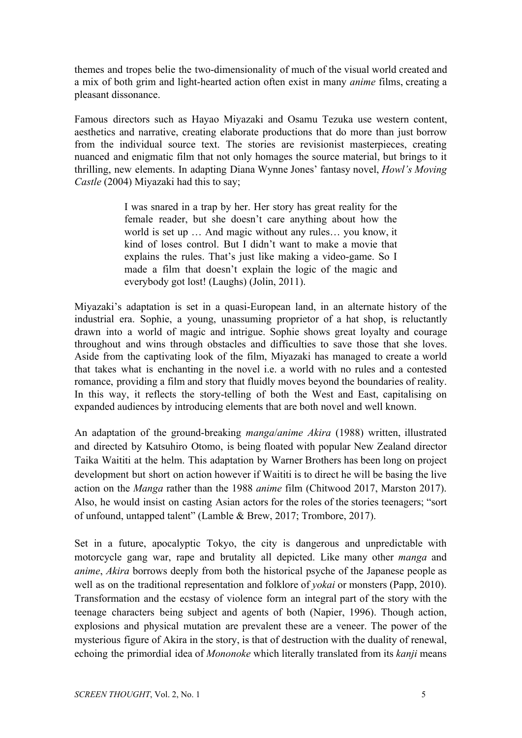themes and tropes belie the two-dimensionality of much of the visual world created and a mix of both grim and light-hearted action often exist in many *anime* films, creating a pleasant dissonance.

Famous directors such as Hayao Miyazaki and Osamu Tezuka use western content, aesthetics and narrative, creating elaborate productions that do more than just borrow from the individual source text. The stories are revisionist masterpieces, creating nuanced and enigmatic film that not only homages the source material, but brings to it thrilling, new elements. In adapting Diana Wynne Jones' fantasy novel, *Howl's Moving Castle* (2004) Miyazaki had this to say;

> I was snared in a trap by her. Her story has great reality for the female reader, but she doesn't care anything about how the world is set up … And magic without any rules… you know, it kind of loses control. But I didn't want to make a movie that explains the rules. That's just like making a video-game. So I made a film that doesn't explain the logic of the magic and everybody got lost! (Laughs) (Jolin, 2011).

Miyazaki's adaptation is set in a quasi-European land, in an alternate history of the industrial era. Sophie, a young, unassuming proprietor of a hat shop, is reluctantly drawn into a world of magic and intrigue. Sophie shows great loyalty and courage throughout and wins through obstacles and difficulties to save those that she loves. Aside from the captivating look of the film, Miyazaki has managed to create a world that takes what is enchanting in the novel i.e. a world with no rules and a contested romance, providing a film and story that fluidly moves beyond the boundaries of reality. In this way, it reflects the story-telling of both the West and East, capitalising on expanded audiences by introducing elements that are both novel and well known.

An adaptation of the ground-breaking *manga*/*anime Akira* (1988) written, illustrated and directed by Katsuhiro Otomo, is being floated with popular New Zealand director Taika Waititi at the helm. This adaptation by Warner Brothers has been long on project development but short on action however if Waititi is to direct he will be basing the live action on the *Manga* rather than the 1988 *anime* film (Chitwood 2017, Marston 2017). Also, he would insist on casting Asian actors for the roles of the stories teenagers; "sort of unfound, untapped talent" (Lamble & Brew, 2017; Trombore, 2017).

Set in a future, apocalyptic Tokyo, the city is dangerous and unpredictable with motorcycle gang war, rape and brutality all depicted. Like many other *manga* and *anime*, *Akira* borrows deeply from both the historical psyche of the Japanese people as well as on the traditional representation and folklore of *yokai* or monsters (Papp, 2010). Transformation and the ecstasy of violence form an integral part of the story with the teenage characters being subject and agents of both (Napier, 1996). Though action, explosions and physical mutation are prevalent these are a veneer. The power of the mysterious figure of Akira in the story, is that of destruction with the duality of renewal, echoing the primordial idea of *Mononoke* which literally translated from its *kanji* means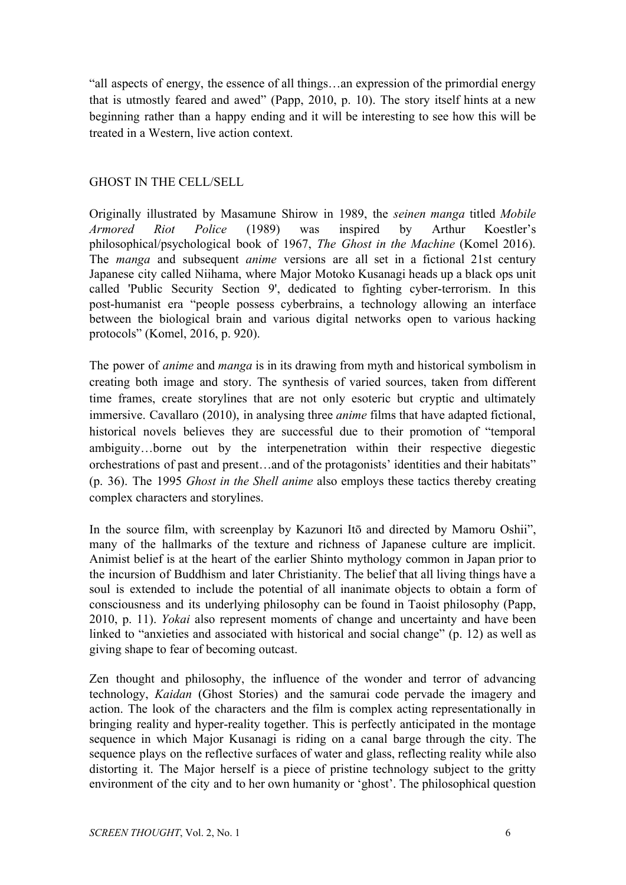"all aspects of energy, the essence of all things…an expression of the primordial energy that is utmostly feared and awed" (Papp, 2010, p. 10). The story itself hints at a new beginning rather than a happy ending and it will be interesting to see how this will be treated in a Western, live action context.

## GHOST IN THE CELL/SELL

Originally illustrated by Masamune Shirow in 1989, the *seinen manga* titled *Mobile Armored Riot Police* (1989) was inspired by Arthur Koestler's philosophical/psychological book of 1967, *The Ghost in the Machine* (Komel 2016). The *manga* and subsequent *anime* versions are all set in a fictional 21st century Japanese city called Niihama, where Major Motoko Kusanagi heads up a black ops unit called 'Public Security Section 9', dedicated to fighting cyber-terrorism. In this post-humanist era "people possess cyberbrains, a technology allowing an interface between the biological brain and various digital networks open to various hacking protocols" (Komel, 2016, p. 920).

The power of *anime* and *manga* is in its drawing from myth and historical symbolism in creating both image and story. The synthesis of varied sources, taken from different time frames, create storylines that are not only esoteric but cryptic and ultimately immersive. Cavallaro (2010), in analysing three *anime* films that have adapted fictional, historical novels believes they are successful due to their promotion of "temporal ambiguity…borne out by the interpenetration within their respective diegestic orchestrations of past and present…and of the protagonists' identities and their habitats" (p. 36). The 1995 *Ghost in the Shell anime* also employs these tactics thereby creating complex characters and storylines.

In the source film, with screenplay by Kazunori Itō and directed by Mamoru Oshii", many of the hallmarks of the texture and richness of Japanese culture are implicit. Animist belief is at the heart of the earlier Shinto mythology common in Japan prior to the incursion of Buddhism and later Christianity. The belief that all living things have a soul is extended to include the potential of all inanimate objects to obtain a form of consciousness and its underlying philosophy can be found in Taoist philosophy (Papp, 2010, p. 11). *Yokai* also represent moments of change and uncertainty and have been linked to "anxieties and associated with historical and social change" (p. 12) as well as giving shape to fear of becoming outcast.

Zen thought and philosophy, the influence of the wonder and terror of advancing technology, *Kaidan* (Ghost Stories) and the samurai code pervade the imagery and action. The look of the characters and the film is complex acting representationally in bringing reality and hyper-reality together. This is perfectly anticipated in the montage sequence in which Major Kusanagi is riding on a canal barge through the city. The sequence plays on the reflective surfaces of water and glass, reflecting reality while also distorting it. The Major herself is a piece of pristine technology subject to the gritty environment of the city and to her own humanity or 'ghost'. The philosophical question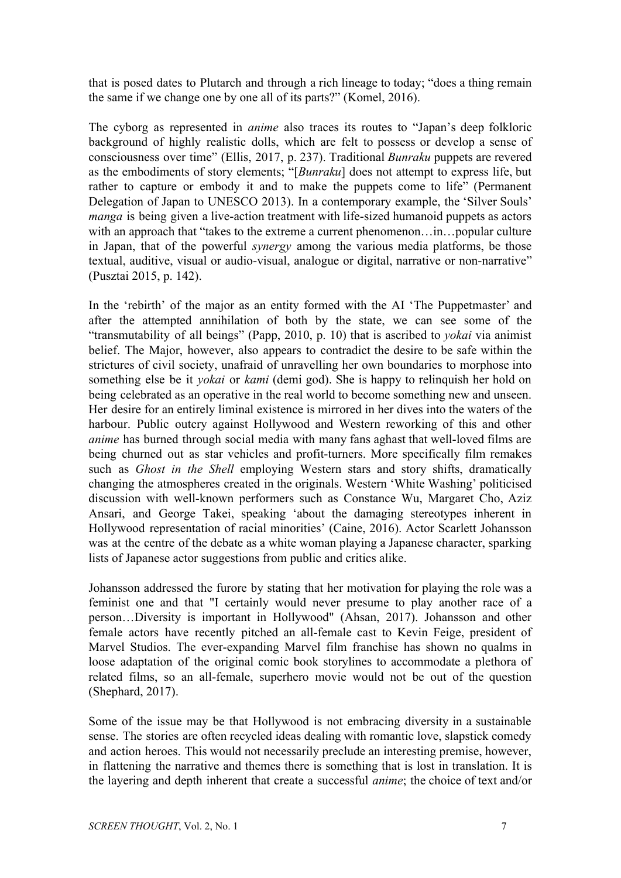that is posed dates to Plutarch and through a rich lineage to today; "does a thing remain the same if we change one by one all of its parts?" (Komel, 2016).

The cyborg as represented in *anime* also traces its routes to "Japan's deep folkloric background of highly realistic dolls, which are felt to possess or develop a sense of consciousness over time" (Ellis, 2017, p. 237). Traditional *Bunraku* puppets are revered as the embodiments of story elements; "[*Bunraku*] does not attempt to express life, but rather to capture or embody it and to make the puppets come to life" (Permanent Delegation of Japan to UNESCO 2013). In a contemporary example, the 'Silver Souls' *manga* is being given a live-action treatment with life-sized humanoid puppets as actors with an approach that "takes to the extreme a current phenomenon…in…popular culture in Japan, that of the powerful *synergy* among the various media platforms, be those textual, auditive, visual or audio-visual, analogue or digital, narrative or non-narrative" (Pusztai 2015, p. 142).

In the 'rebirth' of the major as an entity formed with the AI 'The Puppetmaster' and after the attempted annihilation of both by the state, we can see some of the "transmutability of all beings" (Papp, 2010, p. 10) that is ascribed to *yokai* via animist belief. The Major, however, also appears to contradict the desire to be safe within the strictures of civil society, unafraid of unravelling her own boundaries to morphose into something else be it *yokai* or *kami* (demi god). She is happy to relinquish her hold on being celebrated as an operative in the real world to become something new and unseen. Her desire for an entirely liminal existence is mirrored in her dives into the waters of the harbour. Public outcry against Hollywood and Western reworking of this and other *anime* has burned through social media with many fans aghast that well-loved films are being churned out as star vehicles and profit-turners. More specifically film remakes such as *Ghost in the Shell* employing Western stars and story shifts, dramatically changing the atmospheres created in the originals. Western 'White Washing' politicised discussion with well-known performers such as Constance Wu, Margaret Cho, Aziz Ansari, and George Takei, speaking 'about the damaging stereotypes inherent in Hollywood representation of racial minorities' (Caine, 2016). Actor Scarlett Johansson was at the centre of the debate as a white woman playing a Japanese character, sparking lists of Japanese actor suggestions from public and critics alike.

Johansson addressed the furore by stating that her motivation for playing the role was a feminist one and that "I certainly would never presume to play another race of a person…Diversity is important in Hollywood" (Ahsan, 2017). Johansson and other female actors have recently pitched an all-female cast to Kevin Feige, president of Marvel Studios. The ever-expanding Marvel film franchise has shown no qualms in loose adaptation of the original comic book storylines to accommodate a plethora of related films, so an all-female, superhero movie would not be out of the question (Shephard, 2017).

Some of the issue may be that Hollywood is not embracing diversity in a sustainable sense. The stories are often recycled ideas dealing with romantic love, slapstick comedy and action heroes. This would not necessarily preclude an interesting premise, however, in flattening the narrative and themes there is something that is lost in translation. It is the layering and depth inherent that create a successful *anime*; the choice of text and/or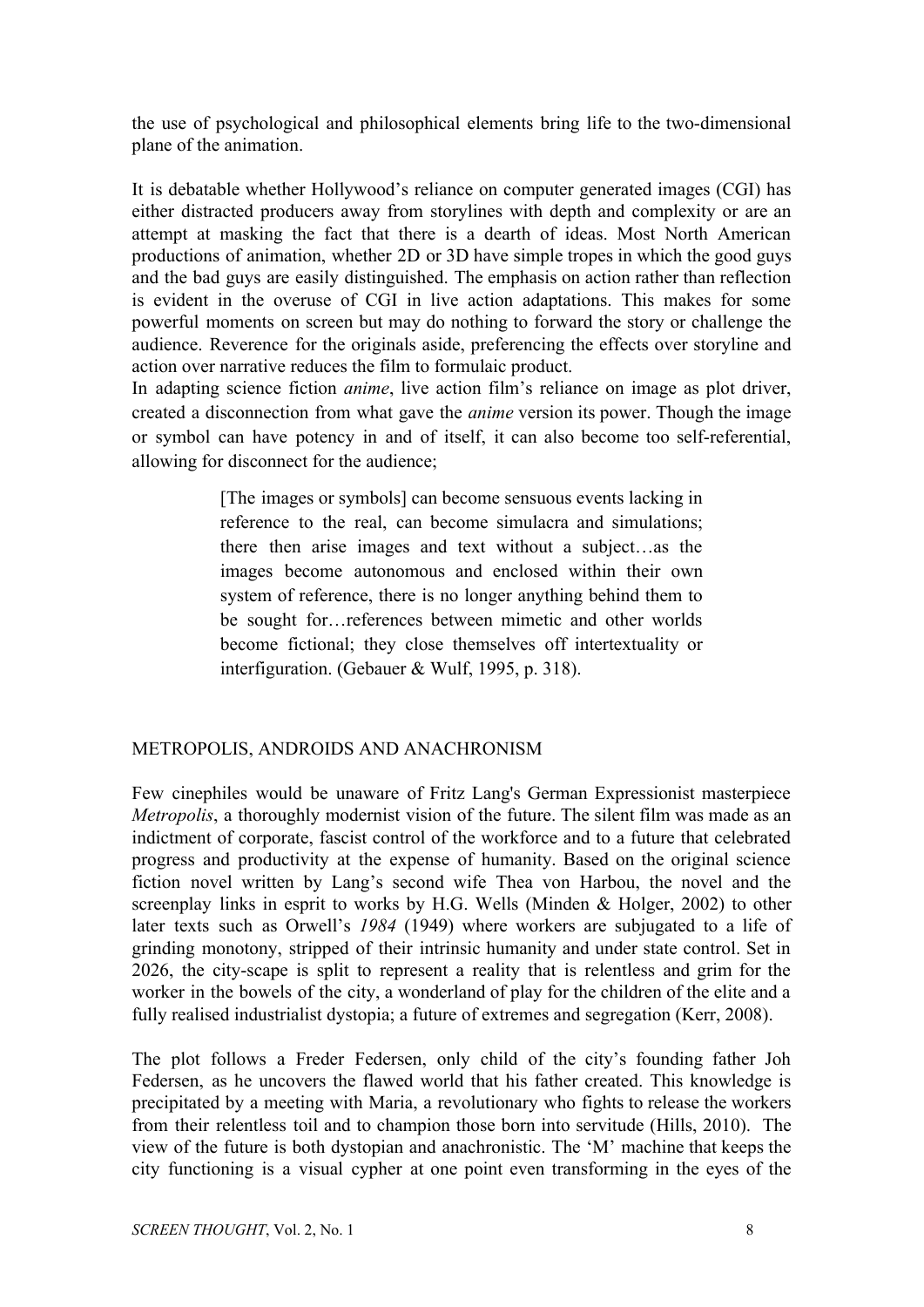the use of psychological and philosophical elements bring life to the two-dimensional plane of the animation.

It is debatable whether Hollywood's reliance on computer generated images (CGI) has either distracted producers away from storylines with depth and complexity or are an attempt at masking the fact that there is a dearth of ideas. Most North American productions of animation, whether 2D or 3D have simple tropes in which the good guys and the bad guys are easily distinguished. The emphasis on action rather than reflection is evident in the overuse of CGI in live action adaptations. This makes for some powerful moments on screen but may do nothing to forward the story or challenge the audience. Reverence for the originals aside, preferencing the effects over storyline and action over narrative reduces the film to formulaic product.

In adapting science fiction *anime*, live action film's reliance on image as plot driver, created a disconnection from what gave the *anime* version its power. Though the image or symbol can have potency in and of itself, it can also become too self-referential, allowing for disconnect for the audience;

> [The images or symbols] can become sensuous events lacking in reference to the real, can become simulacra and simulations; there then arise images and text without a subject…as the images become autonomous and enclosed within their own system of reference, there is no longer anything behind them to be sought for…references between mimetic and other worlds become fictional; they close themselves off intertextuality or interfiguration. (Gebauer & Wulf, 1995, p. 318).

## METROPOLIS, ANDROIDS AND ANACHRONISM

Few cinephiles would be unaware of Fritz Lang's German Expressionist masterpiece *Metropolis*, a thoroughly modernist vision of the future. The silent film was made as an indictment of corporate, fascist control of the workforce and to a future that celebrated progress and productivity at the expense of humanity. Based on the original science fiction novel written by Lang's second wife Thea von Harbou, the novel and the screenplay links in esprit to works by H.G. Wells (Minden & Holger, 2002) to other later texts such as Orwell's *1984* (1949) where workers are subjugated to a life of grinding monotony, stripped of their intrinsic humanity and under state control. Set in 2026, the city-scape is split to represent a reality that is relentless and grim for the worker in the bowels of the city, a wonderland of play for the children of the elite and a fully realised industrialist dystopia; a future of extremes and segregation (Kerr, 2008).

The plot follows a Freder Federsen, only child of the city's founding father Joh Federsen, as he uncovers the flawed world that his father created. This knowledge is precipitated by a meeting with Maria, a revolutionary who fights to release the workers from their relentless toil and to champion those born into servitude (Hills, 2010). The view of the future is both dystopian and anachronistic. The 'M' machine that keeps the city functioning is a visual cypher at one point even transforming in the eyes of the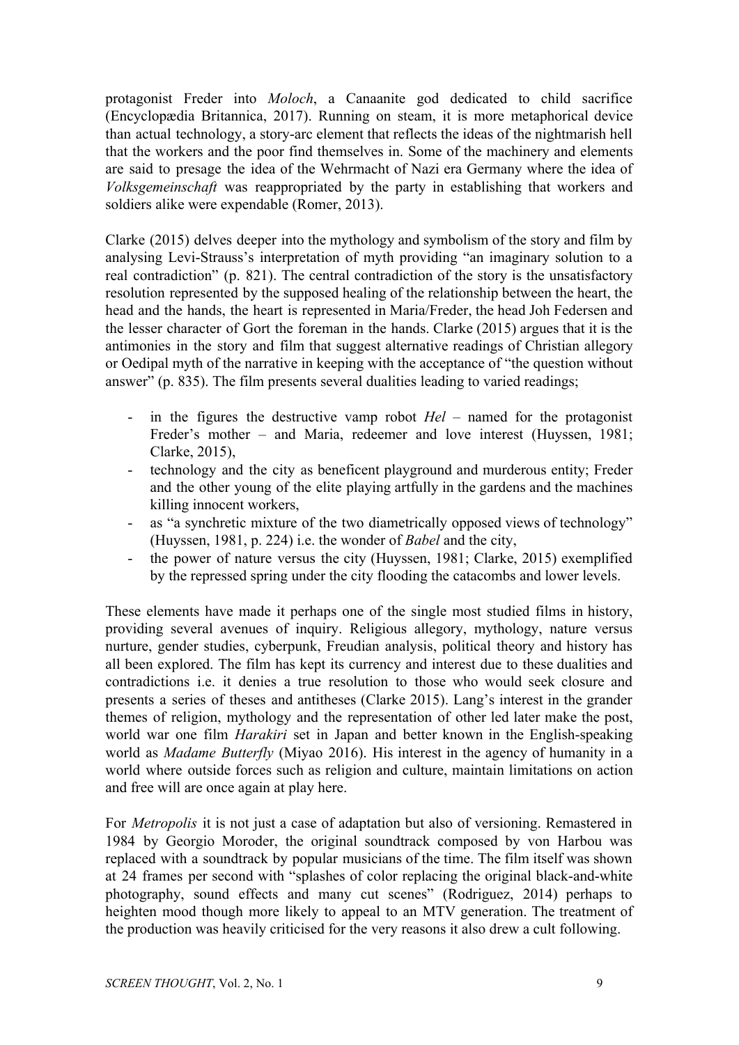protagonist Freder into *Moloch*, a Canaanite god dedicated to child sacrifice (Encyclopædia Britannica, 2017). Running on steam, it is more metaphorical device than actual technology, a story-arc element that reflects the ideas of the nightmarish hell that the workers and the poor find themselves in. Some of the machinery and elements are said to presage the idea of the Wehrmacht of Nazi era Germany where the idea of *Volksgemeinschaft* was reappropriated by the party in establishing that workers and soldiers alike were expendable (Romer, 2013).

Clarke (2015) delves deeper into the mythology and symbolism of the story and film by analysing Levi-Strauss's interpretation of myth providing "an imaginary solution to a real contradiction" (p. 821). The central contradiction of the story is the unsatisfactory resolution represented by the supposed healing of the relationship between the heart, the head and the hands, the heart is represented in Maria/Freder, the head Joh Federsen and the lesser character of Gort the foreman in the hands. Clarke (2015) argues that it is the antimonies in the story and film that suggest alternative readings of Christian allegory or Oedipal myth of the narrative in keeping with the acceptance of "the question without answer" (p. 835). The film presents several dualities leading to varied readings;

- in the figures the destructive vamp robot *Hel* – named for the protagonist Freder's mother – and Maria, redeemer and love interest (Huyssen, 1981; Clarke, 2015),
- technology and the city as beneficent playground and murderous entity; Freder and the other young of the elite playing artfully in the gardens and the machines killing innocent workers,
- as "a synchretic mixture of the two diametrically opposed views of technology" (Huyssen, 1981, p. 224) i.e. the wonder of *Babel* and the city,
- the power of nature versus the city (Huyssen, 1981; Clarke, 2015) exemplified by the repressed spring under the city flooding the catacombs and lower levels.

These elements have made it perhaps one of the single most studied films in history, providing several avenues of inquiry. Religious allegory, mythology, nature versus nurture, gender studies, cyberpunk, Freudian analysis, political theory and history has all been explored. The film has kept its currency and interest due to these dualities and contradictions i.e. it denies a true resolution to those who would seek closure and presents a series of theses and antitheses (Clarke 2015). Lang's interest in the grander themes of religion, mythology and the representation of other led later make the post, world war one film *Harakiri* set in Japan and better known in the English-speaking world as *Madame Butterfly* (Miyao 2016). His interest in the agency of humanity in a world where outside forces such as religion and culture, maintain limitations on action and free will are once again at play here.

For *Metropolis* it is not just a case of adaptation but also of versioning. Remastered in 1984 by Georgio Moroder, the original soundtrack composed by von Harbou was replaced with a soundtrack by popular musicians of the time. The film itself was shown at 24 frames per second with "splashes of color replacing the original black-and-white photography, sound effects and many cut scenes" (Rodriguez, 2014) perhaps to heighten mood though more likely to appeal to an MTV generation. The treatment of the production was heavily criticised for the very reasons it also drew a cult following.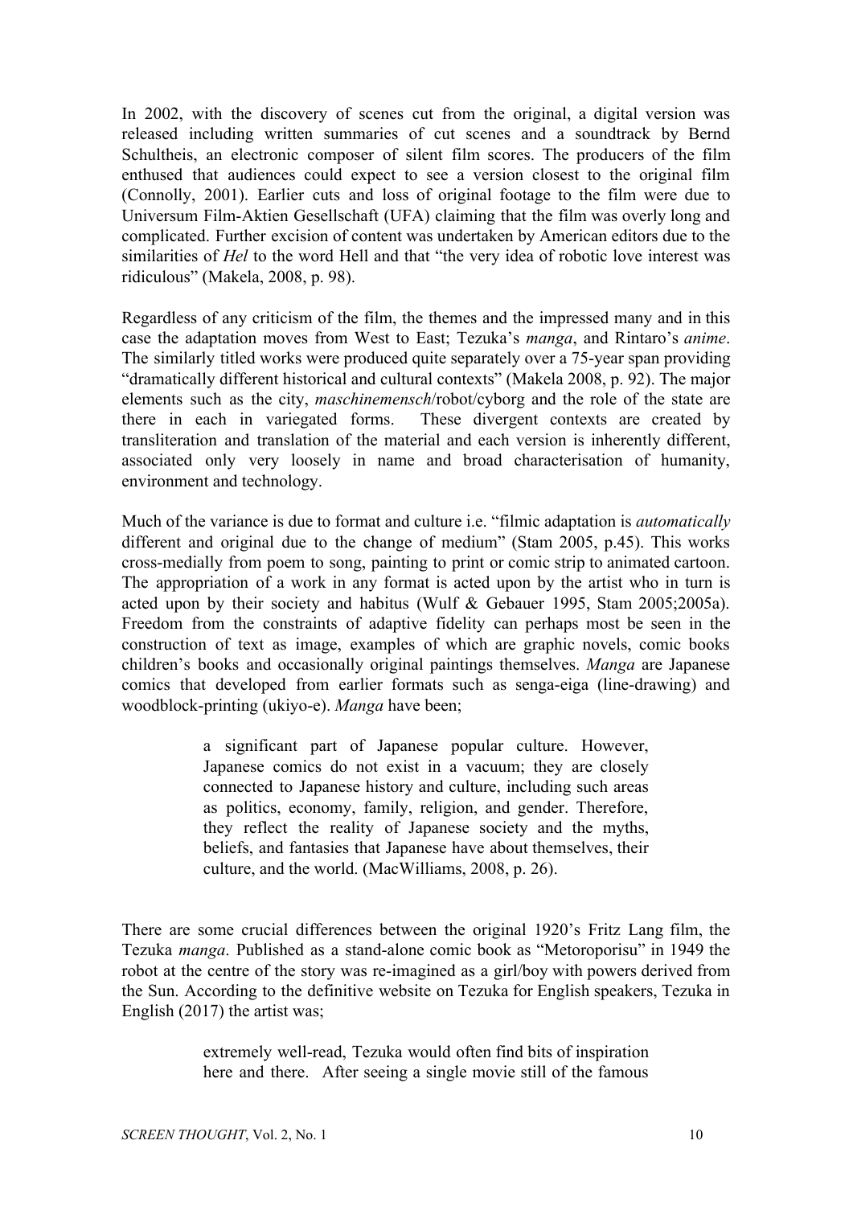In 2002, with the discovery of scenes cut from the original, a digital version was released including written summaries of cut scenes and a soundtrack by Bernd Schultheis, an electronic composer of silent film scores. The producers of the film enthused that audiences could expect to see a version closest to the original film (Connolly, 2001). Earlier cuts and loss of original footage to the film were due to Universum Film-Aktien Gesellschaft (UFA) claiming that the film was overly long and complicated. Further excision of content was undertaken by American editors due to the similarities of *Hel* to the word Hell and that "the very idea of robotic love interest was ridiculous" (Makela, 2008, p. 98).

Regardless of any criticism of the film, the themes and the impressed many and in this case the adaptation moves from West to East; Tezuka's *manga*, and Rintaro's *anime*. The similarly titled works were produced quite separately over a 75-year span providing "dramatically different historical and cultural contexts" (Makela 2008, p. 92). The major elements such as the city, *maschinemensch*/robot/cyborg and the role of the state are there in each in variegated forms. These divergent contexts are created by transliteration and translation of the material and each version is inherently different, associated only very loosely in name and broad characterisation of humanity, environment and technology.

Much of the variance is due to format and culture i.e. "filmic adaptation is *automatically* different and original due to the change of medium" (Stam 2005, p.45). This works cross-medially from poem to song, painting to print or comic strip to animated cartoon. The appropriation of a work in any format is acted upon by the artist who in turn is acted upon by their society and habitus (Wulf & Gebauer 1995, Stam 2005;2005a). Freedom from the constraints of adaptive fidelity can perhaps most be seen in the construction of text as image, examples of which are graphic novels, comic books children's books and occasionally original paintings themselves. *Manga* are Japanese comics that developed from earlier formats such as senga-eiga (line-drawing) and woodblock-printing (ukiyo-e). *Manga* have been;

> a significant part of Japanese popular culture. However, Japanese comics do not exist in a vacuum; they are closely connected to Japanese history and culture, including such areas as politics, economy, family, religion, and gender. Therefore, they reflect the reality of Japanese society and the myths, beliefs, and fantasies that Japanese have about themselves, their culture, and the world. (MacWilliams, 2008, p. 26).

There are some crucial differences between the original 1920's Fritz Lang film, the Tezuka *manga*. Published as a stand-alone comic book as "Metoroporisu" in 1949 the robot at the centre of the story was re-imagined as a girl/boy with powers derived from the Sun. According to the definitive website on Tezuka for English speakers, Tezuka in English (2017) the artist was;

> extremely well-read, Tezuka would often find bits of inspiration here and there. After seeing a single movie still of the famous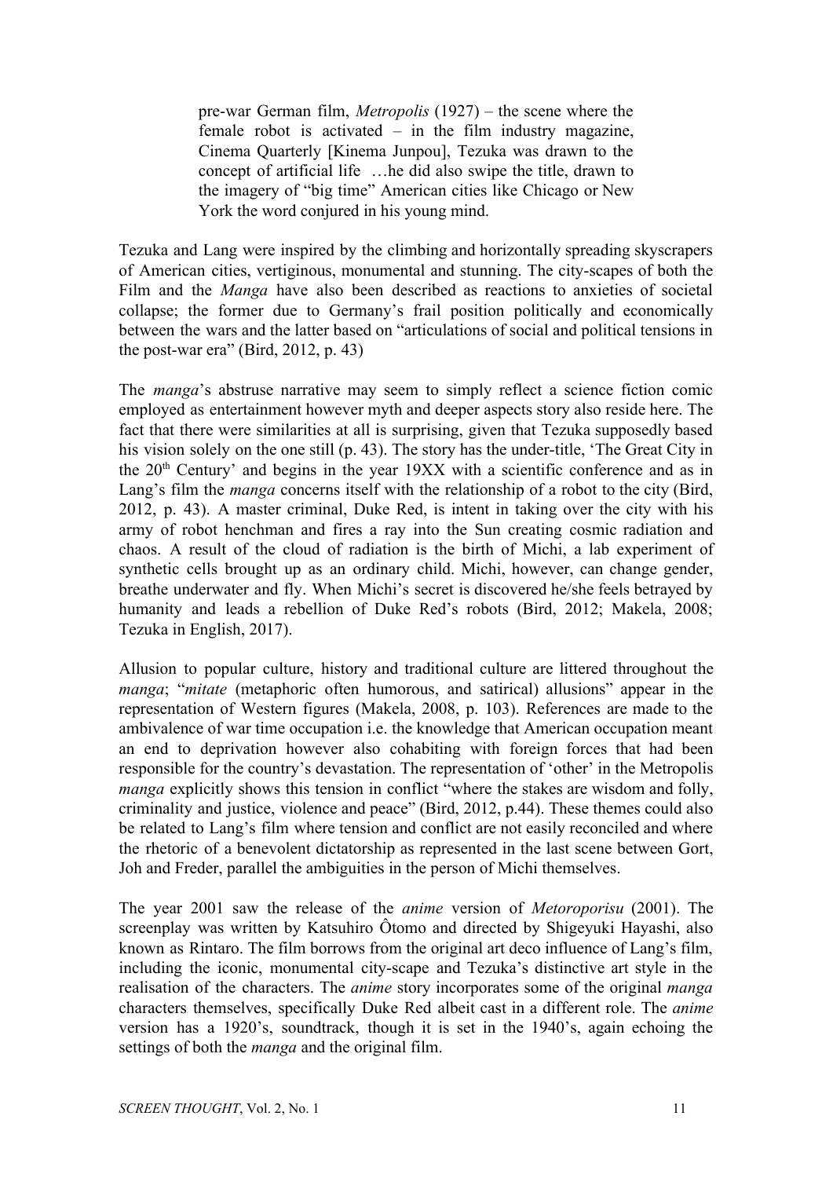> pre-war German film, *Metropolis* (1927) – the scene where the female robot is activated – in the film industry magazine, Cinema Quarterly [Kinema Junpou], Tezuka was drawn to the concept of artificial life …he did also swipe the title, drawn to the imagery of "big time" American cities like Chicago or New York the word conjured in his young mind.

Tezuka and Lang were inspired by the climbing and horizontally spreading skyscrapers of American cities, vertiginous, monumental and stunning. The city-scapes of both the Film and the *Manga* have also been described as reactions to anxieties of societal collapse; the former due to Germany's frail position politically and economically between the wars and the latter based on "articulations of social and political tensions in the post-war era" (Bird, 2012, p. 43)

The *manga*'s abstruse narrative may seem to simply reflect a science fiction comic employed as entertainment however myth and deeper aspects story also reside here. The fact that there were similarities at all is surprising, given that Tezuka supposedly based his vision solely on the one still (p. 43). The story has the under-title, 'The Great City in the 20th Century' and begins in the year 19XX with a scientific conference and as in Lang's film the *manga* concerns itself with the relationship of a robot to the city (Bird, 2012, p. 43). A master criminal, Duke Red, is intent in taking over the city with his army of robot henchman and fires a ray into the Sun creating cosmic radiation and chaos. A result of the cloud of radiation is the birth of Michi, a lab experiment of synthetic cells brought up as an ordinary child. Michi, however, can change gender, breathe underwater and fly. When Michi's secret is discovered he/she feels betrayed by humanity and leads a rebellion of Duke Red's robots (Bird, 2012; Makela, 2008; Tezuka in English, 2017).

Allusion to popular culture, history and traditional culture are littered throughout the *manga*; "*mitate* (metaphoric often humorous, and satirical) allusions" appear in the representation of Western figures (Makela, 2008, p. 103). References are made to the ambivalence of war time occupation i.e. the knowledge that American occupation meant an end to deprivation however also cohabiting with foreign forces that had been responsible for the country's devastation. The representation of 'other' in the Metropolis *manga* explicitly shows this tension in conflict "where the stakes are wisdom and folly, criminality and justice, violence and peace" (Bird, 2012, p.44). These themes could also be related to Lang's film where tension and conflict are not easily reconciled and where the rhetoric of a benevolent dictatorship as represented in the last scene between Gort, Joh and Freder, parallel the ambiguities in the person of Michi themselves.

The year 2001 saw the release of the *anime* version of *Metoroporisu* (2001). The screenplay was written by Katsuhiro Ôtomo and directed by Shigeyuki Hayashi, also known as Rintaro. The film borrows from the original art deco influence of Lang's film, including the iconic, monumental city-scape and Tezuka's distinctive art style in the realisation of the characters. The *anime* story incorporates some of the original *manga* characters themselves, specifically Duke Red albeit cast in a different role. The *anime* version has a 1920's, soundtrack, though it is set in the 1940's, again echoing the settings of both the *manga* and the original film.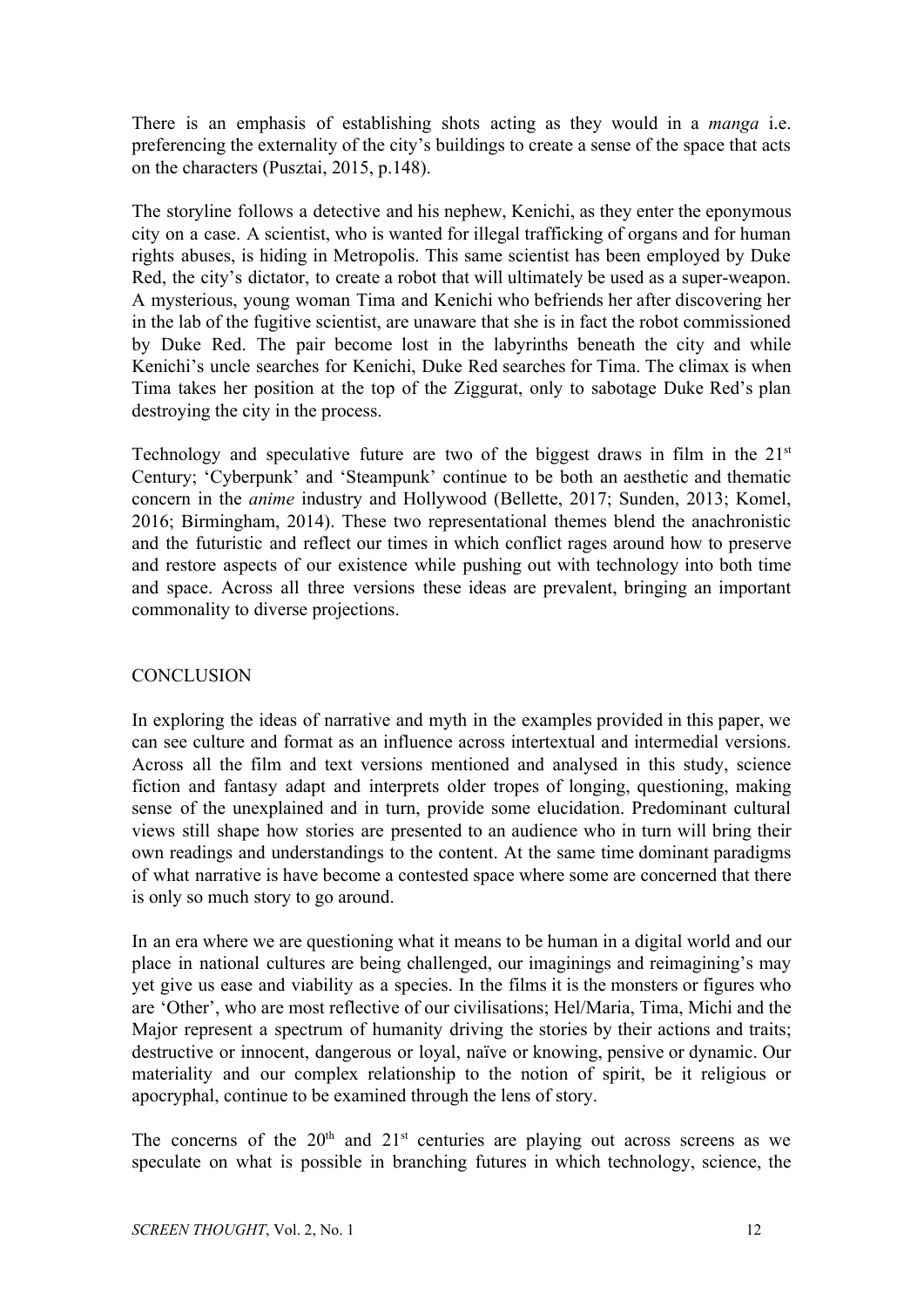There is an emphasis of establishing shots acting as they would in a *manga* i.e. preferencing the externality of the city's buildings to create a sense of the space that acts on the characters (Pusztai, 2015, p.148).

The storyline follows a detective and his nephew, Kenichi, as they enter the eponymous city on a case. A scientist, who is wanted for illegal trafficking of organs and for human rights abuses, is hiding in Metropolis. This same scientist has been employed by Duke Red, the city's dictator, to create a robot that will ultimately be used as a super-weapon. A mysterious, young woman Tima and Kenichi who befriends her after discovering her in the lab of the fugitive scientist, are unaware that she is in fact the robot commissioned by Duke Red. The pair become lost in the labyrinths beneath the city and while Kenichi's uncle searches for Kenichi, Duke Red searches for Tima. The climax is when Tima takes her position at the top of the Ziggurat, only to sabotage Duke Red's plan destroying the city in the process.

Technology and speculative future are two of the biggest draws in film in the 21st Century; 'Cyberpunk' and 'Steampunk' continue to be both an aesthetic and thematic concern in the *anime* industry and Hollywood (Bellette, 2017; Sunden, 2013; Komel, 2016; Birmingham, 2014). These two representational themes blend the anachronistic and the futuristic and reflect our times in which conflict rages around how to preserve and restore aspects of our existence while pushing out with technology into both time and space. Across all three versions these ideas are prevalent, bringing an important commonality to diverse projections.

## CONCLUSION

In exploring the ideas of narrative and myth in the examples provided in this paper, we can see culture and format as an influence across intertextual and intermedial versions. Across all the film and text versions mentioned and analysed in this study, science fiction and fantasy adapt and interprets older tropes of longing, questioning, making sense of the unexplained and in turn, provide some elucidation. Predominant cultural views still shape how stories are presented to an audience who in turn will bring their own readings and understandings to the content. At the same time dominant paradigms of what narrative is have become a contested space where some are concerned that there is only so much story to go around.

In an era where we are questioning what it means to be human in a digital world and our place in national cultures are being challenged, our imaginings and reimagining's may yet give us ease and viability as a species. In the films it is the monsters or figures who are 'Other', who are most reflective of our civilisations; Hel/Maria, Tima, Michi and the Major represent a spectrum of humanity driving the stories by their actions and traits; destructive or innocent, dangerous or loyal, naïve or knowing, pensive or dynamic. Our materiality and our complex relationship to the notion of spirit, be it religious or apocryphal, continue to be examined through the lens of story.

The concerns of the 20th and 21st centuries are playing out across screens as we speculate on what is possible in branching futures in which technology, science, the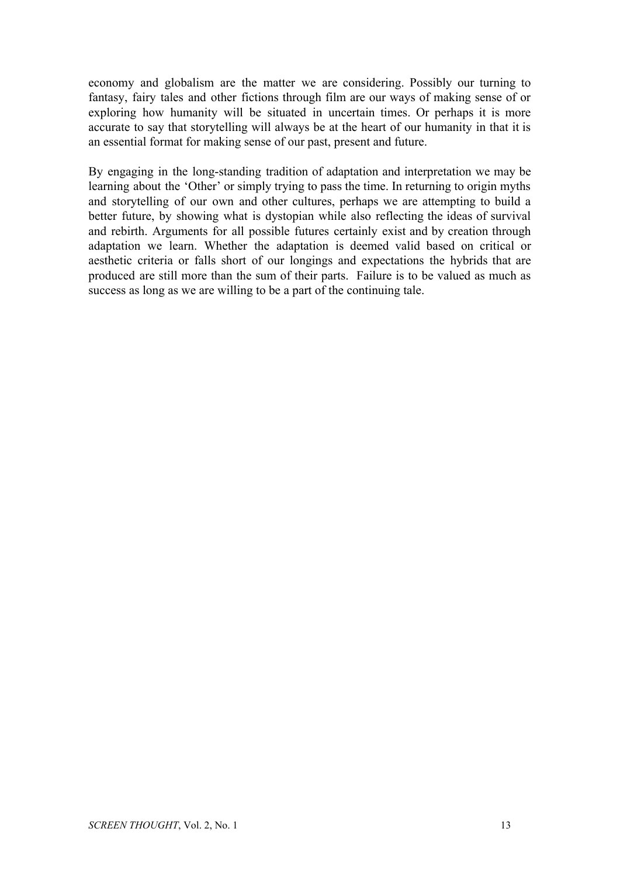economy and globalism are the matter we are considering. Possibly our turning to fantasy, fairy tales and other fictions through film are our ways of making sense of or exploring how humanity will be situated in uncertain times. Or perhaps it is more accurate to say that storytelling will always be at the heart of our humanity in that it is an essential format for making sense of our past, present and future.

By engaging in the long-standing tradition of adaptation and interpretation we may be learning about the 'Other' or simply trying to pass the time. In returning to origin myths and storytelling of our own and other cultures, perhaps we are attempting to build a better future, by showing what is dystopian while also reflecting the ideas of survival and rebirth. Arguments for all possible futures certainly exist and by creation through adaptation we learn. Whether the adaptation is deemed valid based on critical or aesthetic criteria or falls short of our longings and expectations the hybrids that are produced are still more than the sum of their parts. Failure is to be valued as much as success as long as we are willing to be a part of the continuing tale.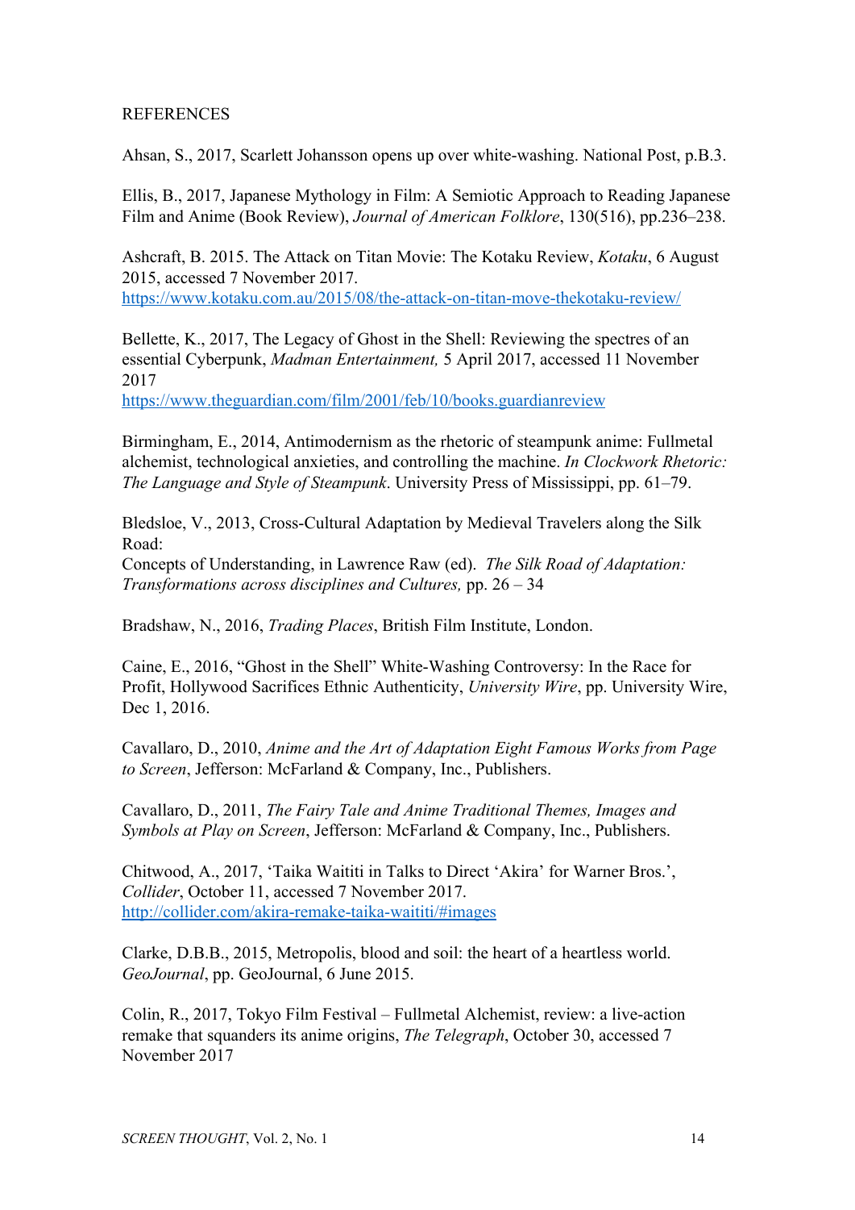REFERENCES

Ahsan, S., 2017, Scarlett Johansson opens up over white-washing. National Post, p.B.3.

Ellis, B., 2017, Japanese Mythology in Film: A Semiotic Approach to Reading Japanese Film and Anime (Book Review), *Journal of American Folklore*, 130(516), pp.236–238.

Ashcraft, B. 2015. The Attack on Titan Movie: The Kotaku Review, *Kotaku*, 6 August 2015, accessed 7 November 2017.
https://www.kotaku.com.au/2015/08/the-attack-on-titan-move-thekotaku-review/

Bellette, K., 2017, The Legacy of Ghost in the Shell: Reviewing the spectres of an essential Cyberpunk, *Madman Entertainment,* 5 April 2017, accessed 11 November 2017
https://www.theguardian.com/film/2001/feb/10/books.guardianreview

Birmingham, E., 2014, Antimodernism as the rhetoric of steampunk anime: Fullmetal alchemist, technological anxieties, and controlling the machine. *In Clockwork Rhetoric: The Language and Style of Steampunk*. University Press of Mississippi, pp. 61–79.

Bledsloe, V., 2013, Cross-Cultural Adaptation by Medieval Travelers along the Silk Road:
Concepts of Understanding, in Lawrence Raw (ed). *The Silk Road of Adaptation: Transformations across disciplines and Cultures,* pp. 26 – 34

Bradshaw, N., 2016, *Trading Places*, British Film Institute, London.

Caine, E., 2016, "Ghost in the Shell" White-Washing Controversy: In the Race for Profit, Hollywood Sacrifices Ethnic Authenticity, *University Wire*, pp. University Wire, Dec 1, 2016.

Cavallaro, D., 2010, *Anime and the Art of Adaptation Eight Famous Works from Page to Screen*, Jefferson: McFarland & Company, Inc., Publishers.

Cavallaro, D., 2011, *The Fairy Tale and Anime Traditional Themes, Images and Symbols at Play on Screen*, Jefferson: McFarland & Company, Inc., Publishers.

Chitwood, A., 2017, 'Taika Waititi in Talks to Direct 'Akira' for Warner Bros.', *Collider*, October 11, accessed 7 November 2017.
http://collider.com/akira-remake-taika-waititi/#images

Clarke, D.B.B., 2015, Metropolis, blood and soil: the heart of a heartless world. *GeoJournal*, pp. GeoJournal, 6 June 2015.

Colin, R., 2017, Tokyo Film Festival – Fullmetal Alchemist, review: a live-action remake that squanders its anime origins, *The Telegraph*, October 30, accessed 7 November 2017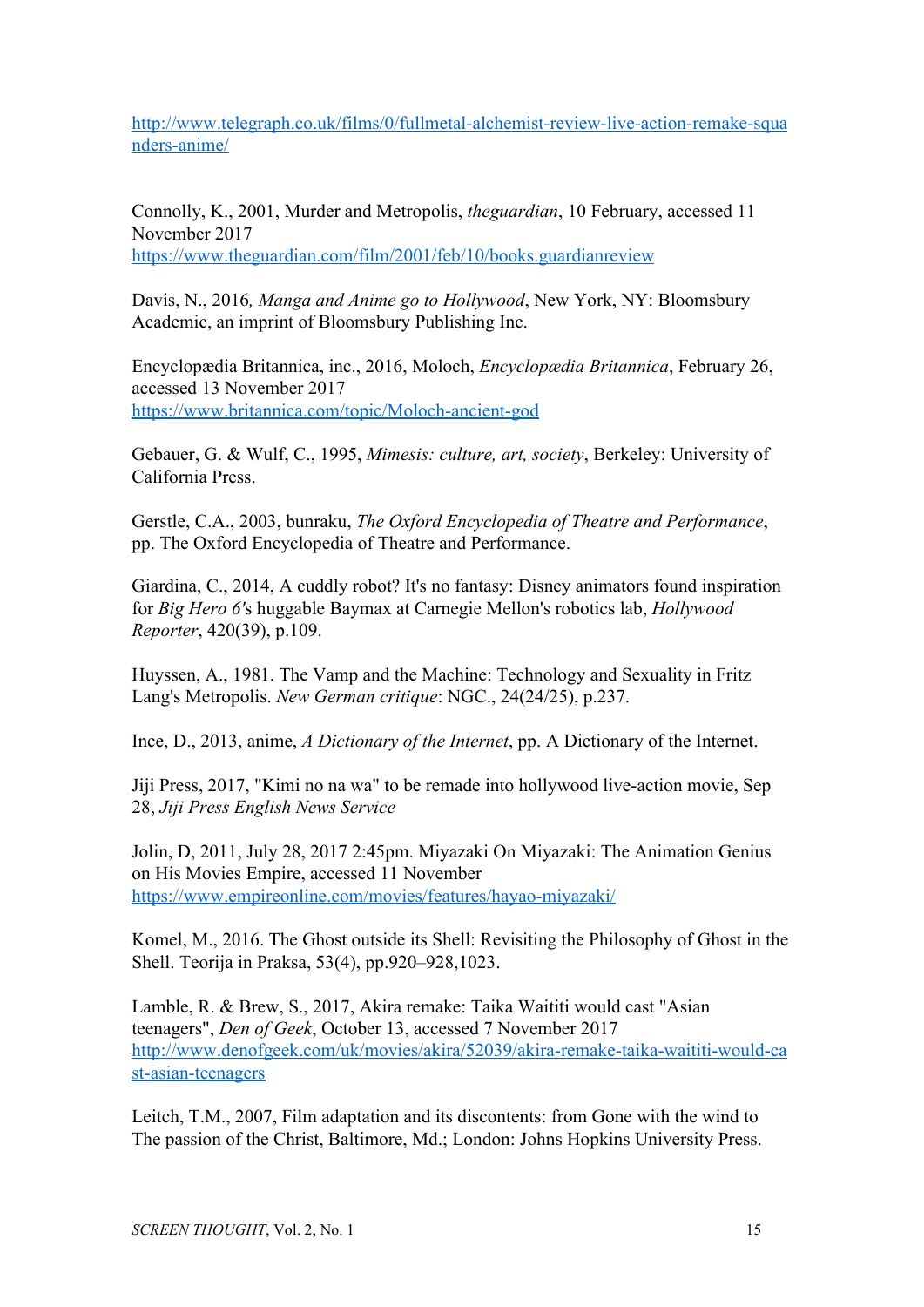http://www.telegraph.co.uk/films/0/fullmetal-alchemist-review-live-action-remake-squanders-anime/

Connolly, K., 2001, Murder and Metropolis, *theguardian*, 10 February, accessed 11 November 2017
https://www.theguardian.com/film/2001/feb/10/books.guardianreview

Davis, N., 2016*, Manga and Anime go to Hollywood*, New York, NY: Bloomsbury Academic, an imprint of Bloomsbury Publishing Inc.

Encyclopædia Britannica, inc., 2016, Moloch, *Encyclopædia Britannica*, February 26, accessed 13 November 2017
https://www.britannica.com/topic/Moloch-ancient-god

Gebauer, G. & Wulf, C., 1995, *Mimesis: culture, art, society*, Berkeley: University of California Press.

Gerstle, C.A., 2003, bunraku, *The Oxford Encyclopedia of Theatre and Performance*, pp. The Oxford Encyclopedia of Theatre and Performance.

Giardina, C., 2014, A cuddly robot? It's no fantasy: Disney animators found inspiration for *Big Hero 6'*s huggable Baymax at Carnegie Mellon's robotics lab, *Hollywood Reporter*, 420(39), p.109.

Huyssen, A., 1981. The Vamp and the Machine: Technology and Sexuality in Fritz Lang's Metropolis. *New German critique*: NGC., 24(24/25), p.237.

Ince, D., 2013, anime, *A Dictionary of the Internet*, pp. A Dictionary of the Internet.

Jiji Press, 2017, "Kimi no na wa" to be remade into hollywood live-action movie, Sep 28, *Jiji Press English News Service*

Jolin, D, 2011, July 28, 2017 2:45pm. Miyazaki On Miyazaki: The Animation Genius on His Movies Empire, accessed 11 November
https://www.empireonline.com/movies/features/hayao-miyazaki/

Komel, M., 2016. The Ghost outside its Shell: Revisiting the Philosophy of Ghost in the Shell. Teorija in Praksa, 53(4), pp.920–928,1023.

Lamble, R. & Brew, S., 2017, Akira remake: Taika Waititi would cast "Asian teenagers", *Den of Geek*, October 13, accessed 7 November 2017
http://www.denofgeek.com/uk/movies/akira/52039/akira-remake-taika-waititi-would-cast-asian-teenagers

Leitch, T.M., 2007, Film adaptation and its discontents: from Gone with the wind to The passion of the Christ, Baltimore, Md.; London: Johns Hopkins University Press.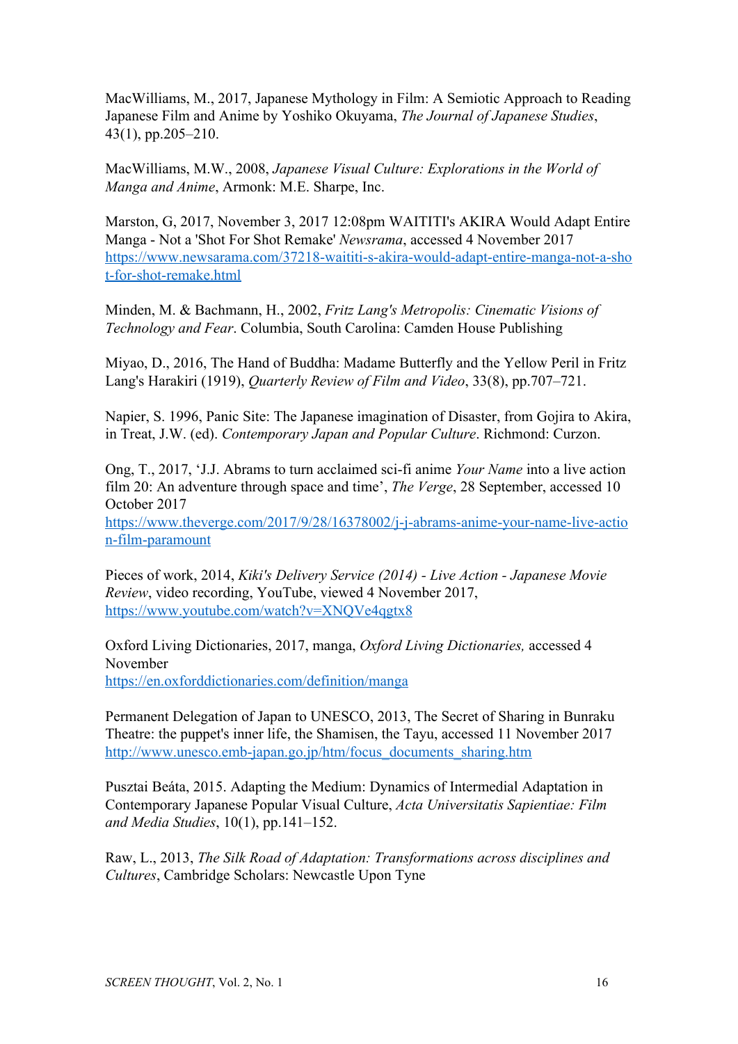MacWilliams, M., 2017, Japanese Mythology in Film: A Semiotic Approach to Reading Japanese Film and Anime by Yoshiko Okuyama, *The Journal of Japanese Studies*, 43(1), pp.205–210.

MacWilliams, M.W., 2008, *Japanese Visual Culture: Explorations in the World of Manga and Anime*, Armonk: M.E. Sharpe, Inc.

Marston, G, 2017, November 3, 2017 12:08pm WAITITI's AKIRA Would Adapt Entire Manga - Not a 'Shot For Shot Remake' *Newsrama*, accessed 4 November 2017 https://www.newsarama.com/37218-waititi-s-akira-would-adapt-entire-manga-not-a-shot-for-shot-remake.html

Minden, M. & Bachmann, H., 2002, *Fritz Lang's Metropolis: Cinematic Visions of Technology and Fear*. Columbia, South Carolina: Camden House Publishing

Miyao, D., 2016, The Hand of Buddha: Madame Butterfly and the Yellow Peril in Fritz Lang's Harakiri (1919), *Quarterly Review of Film and Video*, 33(8), pp.707–721.

Napier, S. 1996, Panic Site: The Japanese imagination of Disaster, from Gojira to Akira, in Treat, J.W. (ed). *Contemporary Japan and Popular Culture*. Richmond: Curzon.

Ong, T., 2017, 'J.J. Abrams to turn acclaimed sci-fi anime *Your Name* into a live action film 20: An adventure through space and time', *The Verge*, 28 September, accessed 10 October 2017 https://www.theverge.com/2017/9/28/16378002/j-j-abrams-anime-your-name-live-action-film-paramount

Pieces of work, 2014, *Kiki's Delivery Service (2014) - Live Action - Japanese Movie Review*, video recording, YouTube, viewed 4 November 2017, https://www.youtube.com/watch?v=XNQVe4qgtx8

Oxford Living Dictionaries, 2017, manga, *Oxford Living Dictionaries,* accessed 4 November https://en.oxforddictionaries.com/definition/manga

Permanent Delegation of Japan to UNESCO, 2013, The Secret of Sharing in Bunraku Theatre: the puppet's inner life, the Shamisen, the Tayu, accessed 11 November 2017 http://www.unesco.emb-japan.go.jp/htm/focus_documents_sharing.htm

Pusztai Beáta, 2015. Adapting the Medium: Dynamics of Intermedial Adaptation in Contemporary Japanese Popular Visual Culture, *Acta Universitatis Sapientiae: Film and Media Studies*, 10(1), pp.141–152.

Raw, L., 2013, *The Silk Road of Adaptation: Transformations across disciplines and Cultures*, Cambridge Scholars: Newcastle Upon Tyne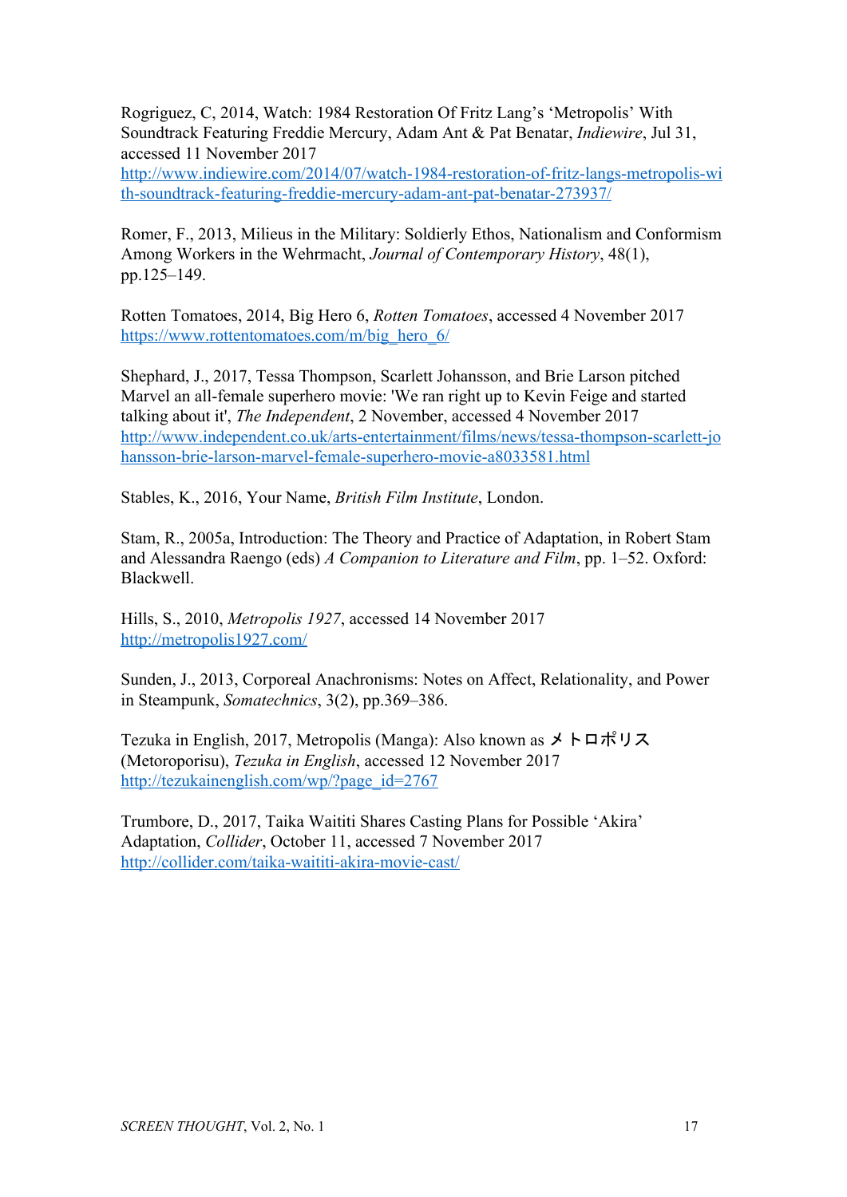Rogriguez, C, 2014, Watch: 1984 Restoration Of Fritz Lang's 'Metropolis' With Soundtrack Featuring Freddie Mercury, Adam Ant & Pat Benatar, *Indiewire*, Jul 31, accessed 11 November 2017
http://www.indiewire.com/2014/07/watch-1984-restoration-of-fritz-langs-metropolis-with-soundtrack-featuring-freddie-mercury-adam-ant-pat-benatar-273937/

Romer, F., 2013, Milieus in the Military: Soldierly Ethos, Nationalism and Conformism Among Workers in the Wehrmacht, *Journal of Contemporary History*, 48(1), pp.125–149.

Rotten Tomatoes, 2014, Big Hero 6, *Rotten Tomatoes*, accessed 4 November 2017
https://www.rottentomatoes.com/m/big_hero_6/

Shephard, J., 2017, Tessa Thompson, Scarlett Johansson, and Brie Larson pitched Marvel an all-female superhero movie: 'We ran right up to Kevin Feige and started talking about it', *The Independent*, 2 November, accessed 4 November 2017
http://www.independent.co.uk/arts-entertainment/films/news/tessa-thompson-scarlett-johansson-brie-larson-marvel-female-superhero-movie-a8033581.html

Stables, K., 2016, Your Name, *British Film Institute*, London.

Stam, R., 2005a, Introduction: The Theory and Practice of Adaptation, in Robert Stam and Alessandra Raengo (eds) *A Companion to Literature and Film*, pp. 1–52. Oxford: Blackwell.

Hills, S., 2010, *Metropolis 1927*, accessed 14 November 2017
http://metropolis1927.com/

Sunden, J., 2013, Corporeal Anachronisms: Notes on Affect, Relationality, and Power in Steampunk, *Somatechnics*, 3(2), pp.369–386.

Tezuka in English, 2017, Metropolis (Manga): Also known as メトロポリス (Metoroporisu), *Tezuka in English*, accessed 12 November 2017
http://tezukainenglish.com/wp/?page_id=2767

Trumbore, D., 2017, Taika Waititi Shares Casting Plans for Possible 'Akira' Adaptation, *Collider*, October 11, accessed 7 November 2017
http://collider.com/taika-waititi-akira-movie-cast/